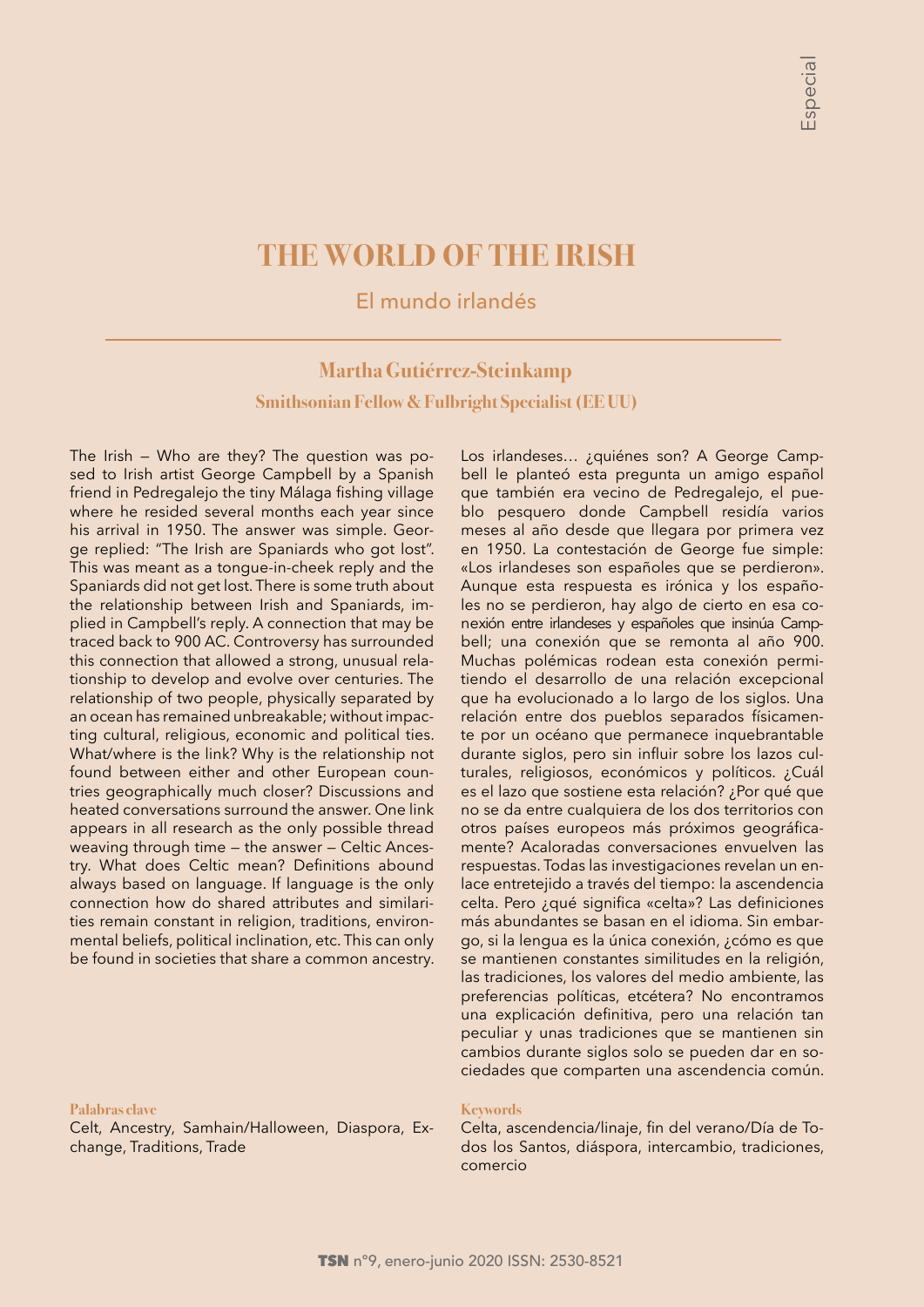Especial

# THE WORLD OF THE IRISH

## El mundo irlandés

### Martha Gutiérrez-Steinkamp

**Smithsonian Fellow & Fulbright Specialist (EE UU)**

The Irish — Who are they? The question was posed to Irish artist George Campbell by a Spanish friend in Pedregalejo the tiny Málaga fishing village where he resided several months each year since his arrival in 1950. The answer was simple. George replied: "The Irish are Spaniards who got lost". This was meant as a tongue-in-cheek reply and the Spaniards did not get lost. There is some truth about the relationship between Irish and Spaniards, implied in Campbell's reply. A connection that may be traced back to 900 AC. Controversy has surrounded this connection that allowed a strong, unusual relationship to develop and evolve over centuries. The relationship of two people, physically separated by an ocean has remained unbreakable; without impacting cultural, religious, economic and political ties. What/where is the link? Why is the relationship not found between either and other European countries geographically much closer? Discussions and heated conversations surround the answer. One link appears in all research as the only possible thread weaving through time — the answer — Celtic Ancestry. What does Celtic mean? Definitions abound always based on language. If language is the only connection how do shared attributes and similarities remain constant in religion, traditions, environmental beliefs, political inclination, etc. This can only be found in societies that share a common ancestry.

**Palabras clave**

Celt, Ancestry, Samhain/Halloween, Diaspora, Exchange, Traditions, Trade

Los irlandeses… ¿quiénes son? A George Campbell le planteó esta pregunta un amigo español que también era vecino de Pedregalejo, el pueblo pesquero donde Campbell residía varios meses al año desde que llegara por primera vez en 1950. La contestación de George fue simple: «Los irlandeses son españoles que se perdieron». Aunque esta respuesta es irónica y los españoles no se perdieron, hay algo de cierto en esa conexión entre irlandeses y españoles que insinúa Campbell; una conexión que se remonta al año 900. Muchas polémicas rodean esta conexión permitiendo el desarrollo de una relación excepcional que ha evolucionado a lo largo de los siglos. Una relación entre dos pueblos separados físicamente por un océano que permanece inquebrantable durante siglos, pero sin influir sobre los lazos culturales, religiosos, económicos y políticos. ¿Cuál es el lazo que sostiene esta relación? ¿Por qué que no se da entre cualquiera de los dos territorios con otros países europeos más próximos geográficamente? Acaloradas conversaciones envuelven las respuestas. Todas las investigaciones revelan un enlace entretejido a través del tiempo: la ascendencia celta. Pero ¿qué significa «celta»? Las definiciones más abundantes se basan en el idioma. Sin embargo, si la lengua es la única conexión, ¿cómo es que se mantienen constantes similitudes en la religión, las tradiciones, los valores del medio ambiente, las preferencias políticas, etcétera? No encontramos una explicación definitiva, pero una relación tan peculiar y unas tradiciones que se mantienen sin cambios durante siglos solo se pueden dar en sociedades que comparten una ascendencia común.

**Keywords**

Celta, ascendencia/linaje, fin del verano/Día de Todos los Santos, diáspora, intercambio, tradiciones, comercio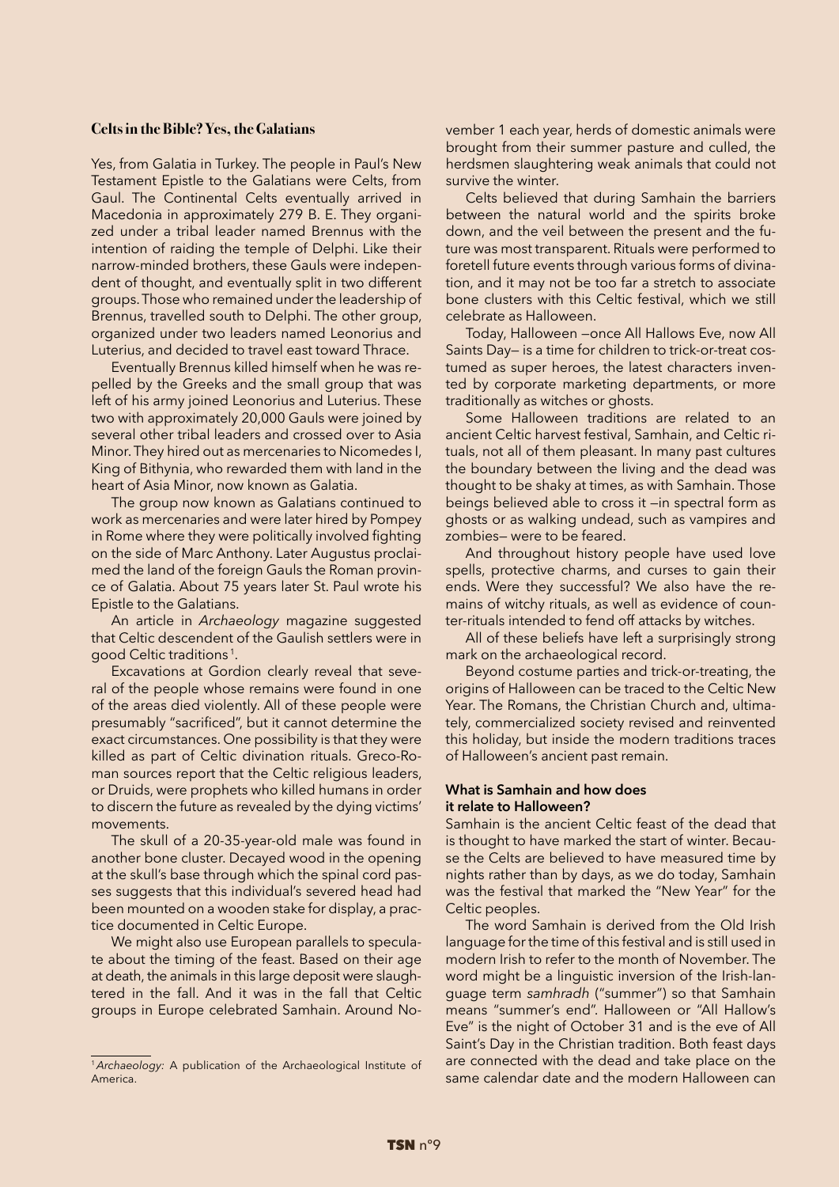### Celts in the Bible? Yes, the Galatians

Yes, from Galatia in Turkey. The people in Paul's New Testament Epistle to the Galatians were Celts, from Gaul. The Continental Celts eventually arrived in Macedonia in approximately 279 B. E. They organized under a tribal leader named Brennus with the intention of raiding the temple of Delphi. Like their narrow-minded brothers, these Gauls were independent of thought, and eventually split in two different groups. Those who remained under the leadership of Brennus, travelled south to Delphi. The other group, organized under two leaders named Leonorius and Luterius, and decided to travel east toward Thrace.

Eventually Brennus killed himself when he was repelled by the Greeks and the small group that was left of his army joined Leonorius and Luterius. These two with approximately 20,000 Gauls were joined by several other tribal leaders and crossed over to Asia Minor. They hired out as mercenaries to Nicomedes I, King of Bithynia, who rewarded them with land in the heart of Asia Minor, now known as Galatia.

The group now known as Galatians continued to work as mercenaries and were later hired by Pompey in Rome where they were politically involved fighting on the side of Marc Anthony. Later Augustus proclaimed the land of the foreign Gauls the Roman province of Galatia. About 75 years later St. Paul wrote his Epistle to the Galatians.

An article in *Archaeology* magazine suggested that Celtic descendent of the Gaulish settlers were in good Celtic traditions [1].

Excavations at Gordion clearly reveal that several of the people whose remains were found in one of the areas died violently. All of these people were presumably "sacrificed", but it cannot determine the exact circumstances. One possibility is that they were killed as part of Celtic divination rituals. Greco-Roman sources report that the Celtic religious leaders, or Druids, were prophets who killed humans in order to discern the future as revealed by the dying victims' movements.

The skull of a 20-35-year-old male was found in another bone cluster. Decayed wood in the opening at the skull's base through which the spinal cord passes suggests that this individual's severed head had been mounted on a wooden stake for display, a practice documented in Celtic Europe.

We might also use European parallels to speculate about the timing of the feast. Based on their age at death, the animals in this large deposit were slaughtered in the fall. And it was in the fall that Celtic groups in Europe celebrated Samhain. Around November 1 each year, herds of domestic animals were brought from their summer pasture and culled, the herdsmen slaughtering weak animals that could not survive the winter.

Celts believed that during Samhain the barriers between the natural world and the spirits broke down, and the veil between the present and the future was most transparent. Rituals were performed to foretell future events through various forms of divination, and it may not be too far a stretch to associate bone clusters with this Celtic festival, which we still celebrate as Halloween.

Today, Halloween —once All Hallows Eve, now All Saints Day— is a time for children to trick-or-treat costumed as super heroes, the latest characters invented by corporate marketing departments, or more traditionally as witches or ghosts.

Some Halloween traditions are related to an ancient Celtic harvest festival, Samhain, and Celtic rituals, not all of them pleasant. In many past cultures the boundary between the living and the dead was thought to be shaky at times, as with Samhain. Those beings believed able to cross it —in spectral form as ghosts or as walking undead, such as vampires and zombies— were to be feared.

And throughout history people have used love spells, protective charms, and curses to gain their ends. Were they successful? We also have the remains of witchy rituals, as well as evidence of counter-rituals intended to fend off attacks by witches.

All of these beliefs have left a surprisingly strong mark on the archaeological record.

Beyond costume parties and trick-or-treating, the origins of Halloween can be traced to the Celtic New Year. The Romans, the Christian Church and, ultimately, commercialized society revised and reinvented this holiday, but inside the modern traditions traces of Halloween's ancient past remain.

#### What is Samhain and how does it relate to Halloween?

Samhain is the ancient Celtic feast of the dead that is thought to have marked the start of winter. Because the Celts are believed to have measured time by nights rather than by days, as we do today, Samhain was the festival that marked the "New Year" for the Celtic peoples.

The word Samhain is derived from the Old Irish language for the time of this festival and is still used in modern Irish to refer to the month of November. The word might be a linguistic inversion of the Irish-language term *samhradh* ("summer") so that Samhain means "summer's end". Halloween or "All Hallow's Eve" is the night of October 31 and is the eve of All Saint's Day in the Christian tradition. Both feast days are connected with the dead and take place on the same calendar date and the modern Halloween can

---

[1] *Archaeology:* A publication of the Archaeological Institute of America.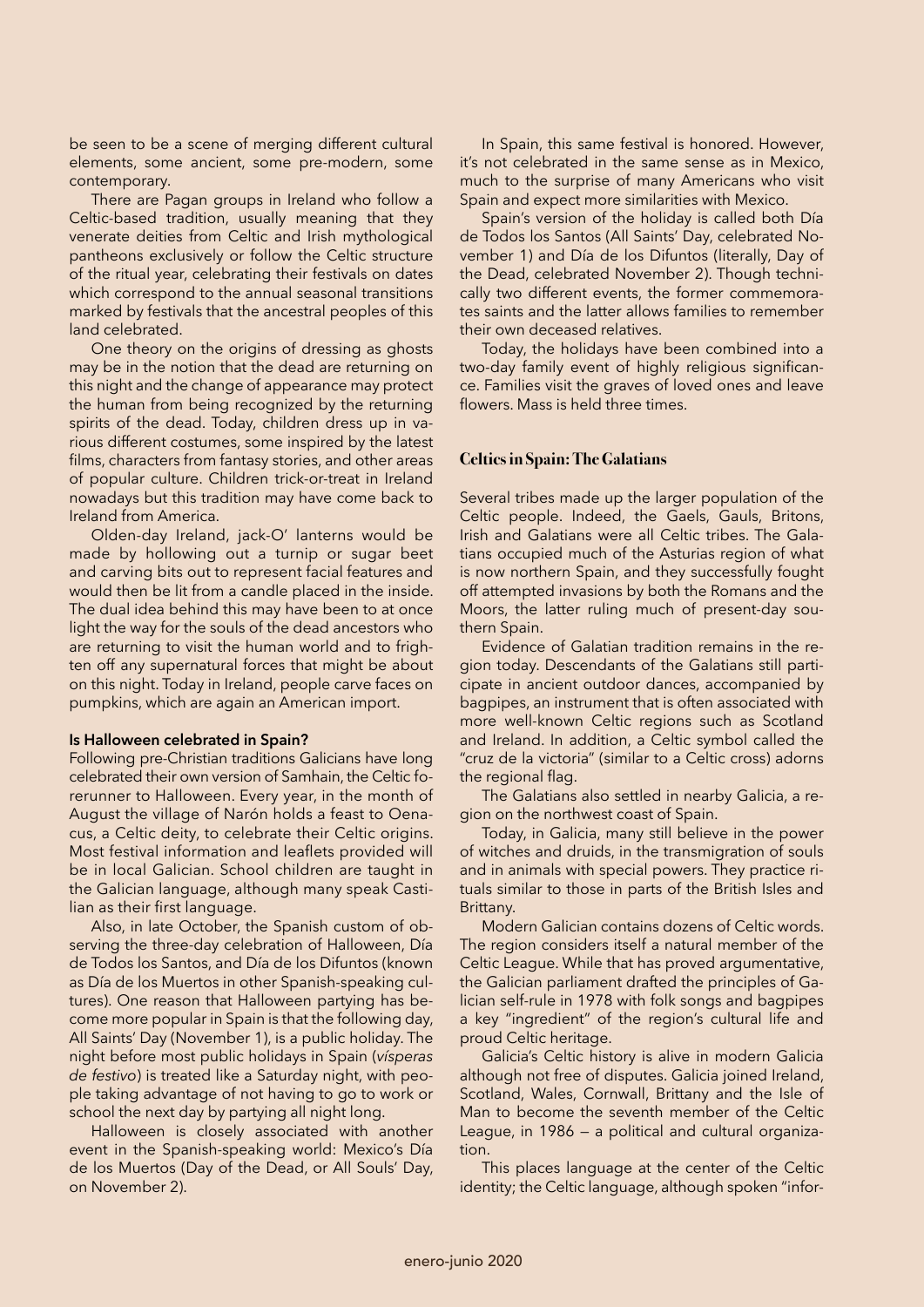be seen to be a scene of merging different cultural elements, some ancient, some pre-modern, some contemporary.

There are Pagan groups in Ireland who follow a Celtic-based tradition, usually meaning that they venerate deities from Celtic and Irish mythological pantheons exclusively or follow the Celtic structure of the ritual year, celebrating their festivals on dates which correspond to the annual seasonal transitions marked by festivals that the ancestral peoples of this land celebrated.

One theory on the origins of dressing as ghosts may be in the notion that the dead are returning on this night and the change of appearance may protect the human from being recognized by the returning spirits of the dead. Today, children dress up in various different costumes, some inspired by the latest films, characters from fantasy stories, and other areas of popular culture. Children trick-or-treat in Ireland nowadays but this tradition may have come back to Ireland from America.

Olden-day Ireland, jack-O' lanterns would be made by hollowing out a turnip or sugar beet and carving bits out to represent facial features and would then be lit from a candle placed in the inside. The dual idea behind this may have been to at once light the way for the souls of the dead ancestors who are returning to visit the human world and to frighten off any supernatural forces that might be about on this night. Today in Ireland, people carve faces on pumpkins, which are again an American import.

**Is Halloween celebrated in Spain?**

Following pre-Christian traditions Galicians have long celebrated their own version of Samhain, the Celtic forerunner to Halloween. Every year, in the month of August the village of Narón holds a feast to Oenacus, a Celtic deity, to celebrate their Celtic origins. Most festival information and leaflets provided will be in local Galician. School children are taught in the Galician language, although many speak Castilian as their first language.

Also, in late October, the Spanish custom of observing the three-day celebration of Halloween, Día de Todos los Santos, and Día de los Difuntos (known as Día de los Muertos in other Spanish-speaking cultures). One reason that Halloween partying has become more popular in Spain is that the following day, All Saints' Day (November 1), is a public holiday. The night before most public holidays in Spain (*vísperas de festivo*) is treated like a Saturday night, with people taking advantage of not having to go to work or school the next day by partying all night long.

Halloween is closely associated with another event in the Spanish-speaking world: Mexico's Día de los Muertos (Day of the Dead, or All Souls' Day, on November 2).

In Spain, this same festival is honored. However, it's not celebrated in the same sense as in Mexico, much to the surprise of many Americans who visit Spain and expect more similarities with Mexico.

Spain's version of the holiday is called both Día de Todos los Santos (All Saints' Day, celebrated November 1) and Día de los Difuntos (literally, Day of the Dead, celebrated November 2). Though technically two different events, the former commemorates saints and the latter allows families to remember their own deceased relatives.

Today, the holidays have been combined into a two-day family event of highly religious significance. Families visit the graves of loved ones and leave flowers. Mass is held three times.

## Celtics in Spain: The Galatians

Several tribes made up the larger population of the Celtic people. Indeed, the Gaels, Gauls, Britons, Irish and Galatians were all Celtic tribes. The Galatians occupied much of the Asturias region of what is now northern Spain, and they successfully fought off attempted invasions by both the Romans and the Moors, the latter ruling much of present-day southern Spain.

Evidence of Galatian tradition remains in the region today. Descendants of the Galatians still participate in ancient outdoor dances, accompanied by bagpipes, an instrument that is often associated with more well-known Celtic regions such as Scotland and Ireland. In addition, a Celtic symbol called the "cruz de la victoria" (similar to a Celtic cross) adorns the regional flag.

The Galatians also settled in nearby Galicia, a region on the northwest coast of Spain.

Today, in Galicia, many still believe in the power of witches and druids, in the transmigration of souls and in animals with special powers. They practice rituals similar to those in parts of the British Isles and Brittany.

Modern Galician contains dozens of Celtic words. The region considers itself a natural member of the Celtic League. While that has proved argumentative, the Galician parliament drafted the principles of Galician self-rule in 1978 with folk songs and bagpipes a key "ingredient" of the region's cultural life and proud Celtic heritage.

Galicia's Celtic history is alive in modern Galicia although not free of disputes. Galicia joined Ireland, Scotland, Wales, Cornwall, Brittany and the Isle of Man to become the seventh member of the Celtic League, in 1986 — a political and cultural organization.

This places language at the center of the Celtic identity; the Celtic language, although spoken "infor-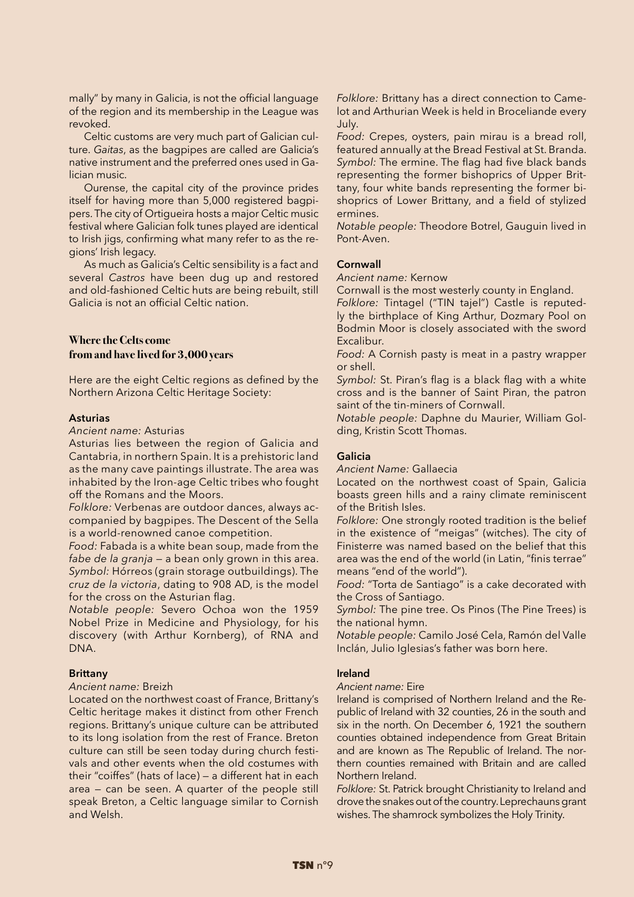mally" by many in Galicia, is not the official language of the region and its membership in the League was revoked.

Celtic customs are very much part of Galician culture. *Gaitas*, as the bagpipes are called are Galicia's native instrument and the preferred ones used in Galician music.

Ourense, the capital city of the province prides itself for having more than 5,000 registered bagpipers. The city of Ortigueira hosts a major Celtic music festival where Galician folk tunes played are identical to Irish jigs, confirming what many refer to as the regions' Irish legacy.

As much as Galicia's Celtic sensibility is a fact and several *Castros* have been dug up and restored and old-fashioned Celtic huts are being rebuilt, still Galicia is not an official Celtic nation.

## Where the Celts come from and have lived for 3,000 years

Here are the eight Celtic regions as defined by the Northern Arizona Celtic Heritage Society:

### Asturias

*Ancient name:* Asturias

Asturias lies between the region of Galicia and Cantabria, in northern Spain. It is a prehistoric land as the many cave paintings illustrate. The area was inhabited by the Iron-age Celtic tribes who fought off the Romans and the Moors.

*Folklore:* Verbenas are outdoor dances, always accompanied by bagpipes. The Descent of the Sella is a world-renowned canoe competition.

*Food:* Fabada is a white bean soup, made from the *fabe de la granja* — a bean only grown in this area.

*Symbol:* Hórreos (grain storage outbuildings). The *cruz de la victoria*, dating to 908 AD, is the model for the cross on the Asturian flag.

*Notable people:* Severo Ochoa won the 1959 Nobel Prize in Medicine and Physiology, for his discovery (with Arthur Kornberg), of RNA and DNA.

### Brittany

*Ancient name:* Breizh

Located on the northwest coast of France, Brittany's Celtic heritage makes it distinct from other French regions. Brittany's unique culture can be attributed to its long isolation from the rest of France. Breton culture can still be seen today during church festivals and other events when the old costumes with their "coiffes" (hats of lace) — a different hat in each area — can be seen. A quarter of the people still speak Breton, a Celtic language similar to Cornish and Welsh.

*Folklore:* Brittany has a direct connection to Camelot and Arthurian Week is held in Broceliande every July.

*Food:* Crepes, oysters, pain mirau is a bread roll, featured annually at the Bread Festival at St. Branda.

*Symbol:* The ermine. The flag had five black bands representing the former bishoprics of Upper Brittany, four white bands representing the former bishoprics of Lower Brittany, and a field of stylized ermines.

*Notable people:* Theodore Botrel, Gauguin lived in Pont-Aven.

### Cornwall

*Ancient name:* Kernow

Cornwall is the most westerly county in England.

*Folklore:* Tintagel ("TIN tajel") Castle is reputedly the birthplace of King Arthur, Dozmary Pool on Bodmin Moor is closely associated with the sword Excalibur.

*Food:* A Cornish pasty is meat in a pastry wrapper or shell.

*Symbol:* St. Piran's flag is a black flag with a white cross and is the banner of Saint Piran, the patron saint of the tin-miners of Cornwall.

*Notable people:* Daphne du Maurier, William Golding, Kristin Scott Thomas.

### Galicia

*Ancient Name:* Gallaecia

Located on the northwest coast of Spain, Galicia boasts green hills and a rainy climate reminiscent of the British Isles.

*Folklore:* One strongly rooted tradition is the belief in the existence of "meigas" (witches). The city of Finisterre was named based on the belief that this area was the end of the world (in Latin, "finis terrae" means "end of the world").

*Food:* "Torta de Santiago" is a cake decorated with the Cross of Santiago.

*Symbol:* The pine tree. Os Pinos (The Pine Trees) is the national hymn.

*Notable people:* Camilo José Cela, Ramón del Valle Inclán, Julio Iglesias's father was born here.

### Ireland

*Ancient name:* Eire

Ireland is comprised of Northern Ireland and the Republic of Ireland with 32 counties, 26 in the south and six in the north. On December 6, 1921 the southern counties obtained independence from Great Britain and are known as The Republic of Ireland. The northern counties remained with Britain and are called Northern Ireland.

*Folklore:* St. Patrick brought Christianity to Ireland and drove the snakes out of the country. Leprechauns grant wishes. The shamrock symbolizes the Holy Trinity.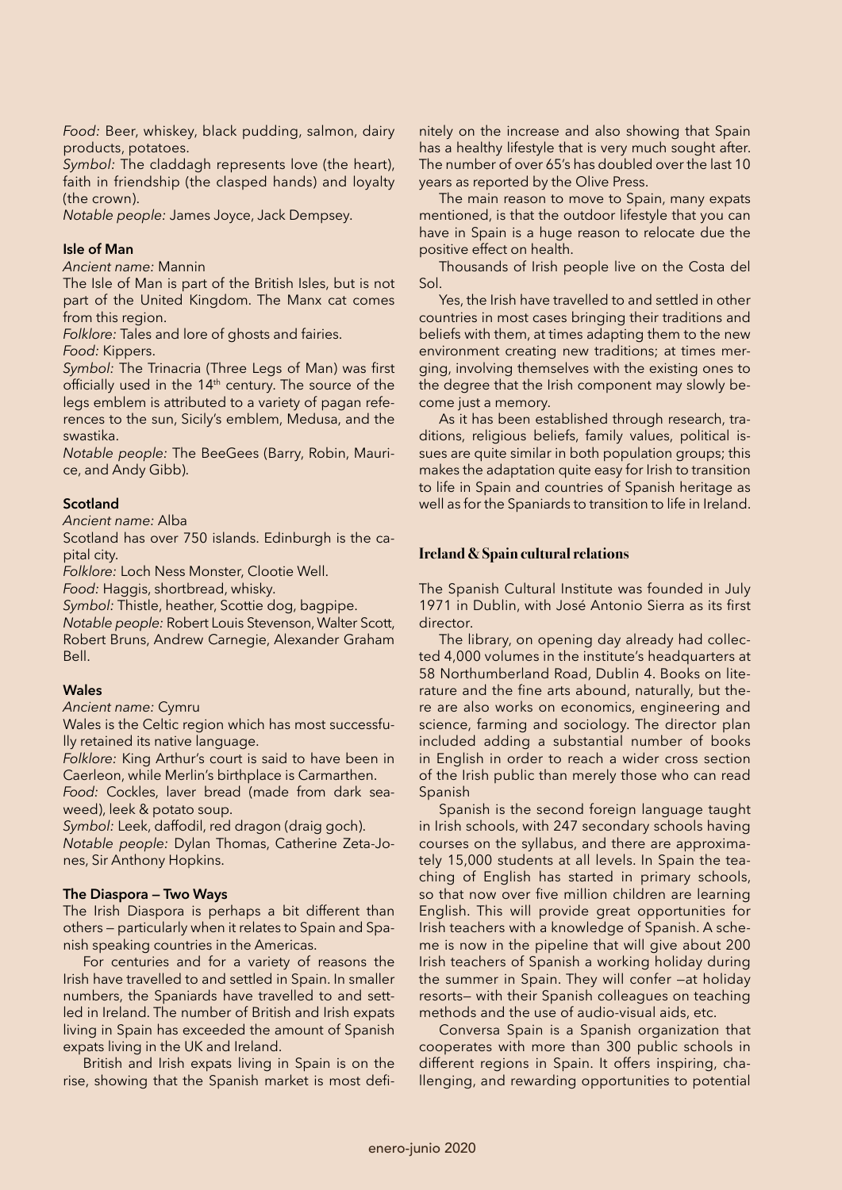*Food:* Beer, whiskey, black pudding, salmon, dairy products, potatoes.
*Symbol:* The claddagh represents love (the heart), faith in friendship (the clasped hands) and loyalty (the crown).
*Notable people:* James Joyce, Jack Dempsey.

**Isle of Man**

*Ancient name:* Mannin

The Isle of Man is part of the British Isles, but is not part of the United Kingdom. The Manx cat comes from this region.
*Folklore:* Tales and lore of ghosts and fairies.
*Food:* Kippers.
*Symbol:* The Trinacria (Three Legs of Man) was first officially used in the 14th century. The source of the legs emblem is attributed to a variety of pagan references to the sun, Sicily's emblem, Medusa, and the swastika.
*Notable people:* The BeeGees (Barry, Robin, Maurice, and Andy Gibb).

**Scotland**

*Ancient name:* Alba

Scotland has over 750 islands. Edinburgh is the capital city.
*Folklore:* Loch Ness Monster, Clootie Well.
*Food:* Haggis, shortbread, whisky.
*Symbol:* Thistle, heather, Scottie dog, bagpipe.
*Notable people:* Robert Louis Stevenson, Walter Scott, Robert Bruns, Andrew Carnegie, Alexander Graham Bell.

**Wales**

*Ancient name:* Cymru

Wales is the Celtic region which has most successfully retained its native language.
*Folklore:* King Arthur's court is said to have been in Caerleon, while Merlin's birthplace is Carmarthen.
*Food:* Cockles, laver bread (made from dark seaweed), leek & potato soup.
*Symbol:* Leek, daffodil, red dragon (draig goch).
*Notable people:* Dylan Thomas, Catherine Zeta-Jones, Sir Anthony Hopkins.

**The Diaspora — Two Ways**

The Irish Diaspora is perhaps a bit different than others — particularly when it relates to Spain and Spanish speaking countries in the Americas.

For centuries and for a variety of reasons the Irish have travelled to and settled in Spain. In smaller numbers, the Spaniards have travelled to and settled in Ireland. The number of British and Irish expats living in Spain has exceeded the amount of Spanish expats living in the UK and Ireland.

British and Irish expats living in Spain is on the rise, showing that the Spanish market is most definitely on the increase and also showing that Spain has a healthy lifestyle that is very much sought after. The number of over 65's has doubled over the last 10 years as reported by the Olive Press.

The main reason to move to Spain, many expats mentioned, is that the outdoor lifestyle that you can have in Spain is a huge reason to relocate due the positive effect on health.

Thousands of Irish people live on the Costa del Sol.

Yes, the Irish have travelled to and settled in other countries in most cases bringing their traditions and beliefs with them, at times adapting them to the new environment creating new traditions; at times merging, involving themselves with the existing ones to the degree that the Irish component may slowly become just a memory.

As it has been established through research, traditions, religious beliefs, family values, political issues are quite similar in both population groups; this makes the adaptation quite easy for Irish to transition to life in Spain and countries of Spanish heritage as well as for the Spaniards to transition to life in Ireland.

## Ireland & Spain cultural relations

The Spanish Cultural Institute was founded in July 1971 in Dublin, with José Antonio Sierra as its first director.

The library, on opening day already had collected 4,000 volumes in the institute's headquarters at 58 Northumberland Road, Dublin 4. Books on literature and the fine arts abound, naturally, but there are also works on economics, engineering and science, farming and sociology. The director plan included adding a substantial number of books in English in order to reach a wider cross section of the Irish public than merely those who can read Spanish

Spanish is the second foreign language taught in Irish schools, with 247 secondary schools having courses on the syllabus, and there are approximately 15,000 students at all levels. In Spain the teaching of English has started in primary schools, so that now over five million children are learning English. This will provide great opportunities for Irish teachers with a knowledge of Spanish. A scheme is now in the pipeline that will give about 200 Irish teachers of Spanish a working holiday during the summer in Spain. They will confer —at holiday resorts— with their Spanish colleagues on teaching methods and the use of audio-visual aids, etc.

Conversa Spain is a Spanish organization that cooperates with more than 300 public schools in different regions in Spain. It offers inspiring, challenging, and rewarding opportunities to potential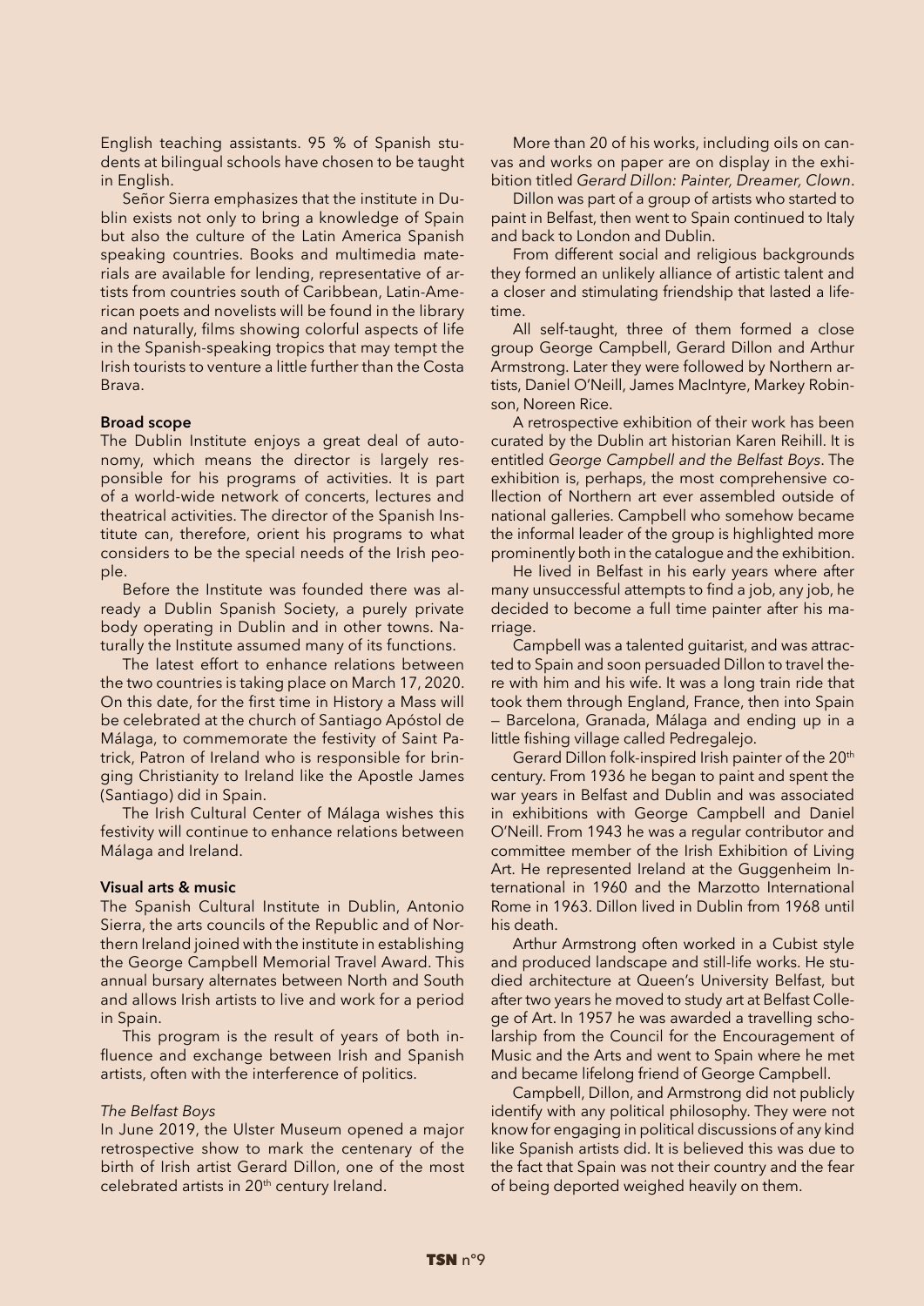English teaching assistants. 95 % of Spanish students at bilingual schools have chosen to be taught in English.

Señor Sierra emphasizes that the institute in Dublin exists not only to bring a knowledge of Spain but also the culture of the Latin America Spanish speaking countries. Books and multimedia materials are available for lending, representative of artists from countries south of Caribbean, Latin-American poets and novelists will be found in the library and naturally, films showing colorful aspects of life in the Spanish-speaking tropics that may tempt the Irish tourists to venture a little further than the Costa Brava.

**Broad scope**

The Dublin Institute enjoys a great deal of autonomy, which means the director is largely responsible for his programs of activities. It is part of a world-wide network of concerts, lectures and theatrical activities. The director of the Spanish Institute can, therefore, orient his programs to what considers to be the special needs of the Irish people.

Before the Institute was founded there was already a Dublin Spanish Society, a purely private body operating in Dublin and in other towns. Naturally the Institute assumed many of its functions.

The latest effort to enhance relations between the two countries is taking place on March 17, 2020. On this date, for the first time in History a Mass will be celebrated at the church of Santiago Apóstol de Málaga, to commemorate the festivity of Saint Patrick, Patron of Ireland who is responsible for bringing Christianity to Ireland like the Apostle James (Santiago) did in Spain.

The Irish Cultural Center of Málaga wishes this festivity will continue to enhance relations between Málaga and Ireland.

**Visual arts & music**

The Spanish Cultural Institute in Dublin, Antonio Sierra, the arts councils of the Republic and of Northern Ireland joined with the institute in establishing the George Campbell Memorial Travel Award. This annual bursary alternates between North and South and allows Irish artists to live and work for a period in Spain.

This program is the result of years of both influence and exchange between Irish and Spanish artists, often with the interference of politics.

*The Belfast Boys*

In June 2019, the Ulster Museum opened a major retrospective show to mark the centenary of the birth of Irish artist Gerard Dillon, one of the most celebrated artists in 20th century Ireland.

More than 20 of his works, including oils on canvas and works on paper are on display in the exhibition titled *Gerard Dillon: Painter, Dreamer, Clown*.

Dillon was part of a group of artists who started to paint in Belfast, then went to Spain continued to Italy and back to London and Dublin.

From different social and religious backgrounds they formed an unlikely alliance of artistic talent and a closer and stimulating friendship that lasted a lifetime.

All self-taught, three of them formed a close group George Campbell, Gerard Dillon and Arthur Armstrong. Later they were followed by Northern artists, Daniel O'Neill, James MacIntyre, Markey Robinson, Noreen Rice.

A retrospective exhibition of their work has been curated by the Dublin art historian Karen Reihill. It is entitled *George Campbell and the Belfast Boys*. The exhibition is, perhaps, the most comprehensive collection of Northern art ever assembled outside of national galleries. Campbell who somehow became the informal leader of the group is highlighted more prominently both in the catalogue and the exhibition.

He lived in Belfast in his early years where after many unsuccessful attempts to find a job, any job, he decided to become a full time painter after his marriage.

Campbell was a talented guitarist, and was attracted to Spain and soon persuaded Dillon to travel there with him and his wife. It was a long train ride that took them through England, France, then into Spain — Barcelona, Granada, Málaga and ending up in a little fishing village called Pedregalejo.

Gerard Dillon folk-inspired Irish painter of the 20th century. From 1936 he began to paint and spent the war years in Belfast and Dublin and was associated in exhibitions with George Campbell and Daniel O'Neill. From 1943 he was a regular contributor and committee member of the Irish Exhibition of Living Art. He represented Ireland at the Guggenheim International in 1960 and the Marzotto International Rome in 1963. Dillon lived in Dublin from 1968 until his death.

Arthur Armstrong often worked in a Cubist style and produced landscape and still-life works. He studied architecture at Queen's University Belfast, but after two years he moved to study art at Belfast College of Art. In 1957 he was awarded a travelling scholarship from the Council for the Encouragement of Music and the Arts and went to Spain where he met and became lifelong friend of George Campbell.

Campbell, Dillon, and Armstrong did not publicly identify with any political philosophy. They were not know for engaging in political discussions of any kind like Spanish artists did. It is believed this was due to the fact that Spain was not their country and the fear of being deported weighed heavily on them.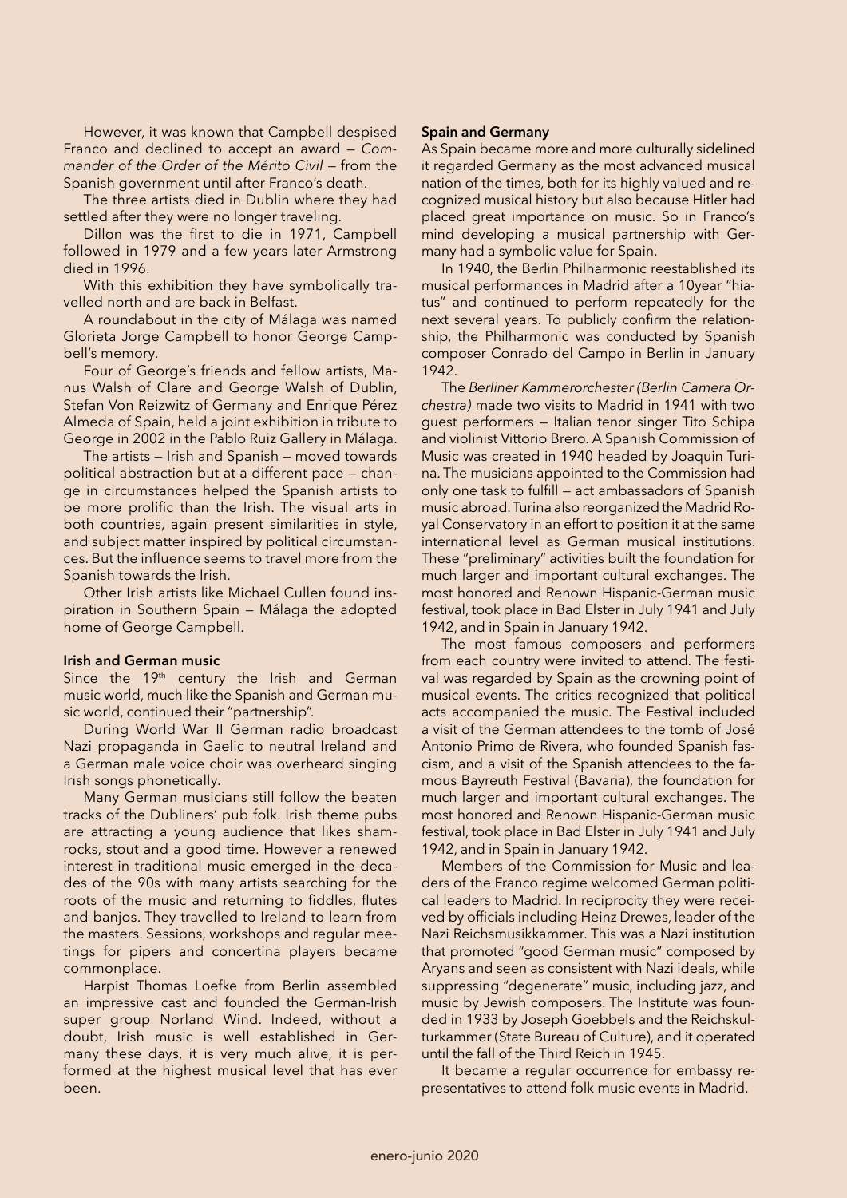However, it was known that Campbell despised Franco and declined to accept an award — *Commander of the Order of the Mérito Civil* — from the Spanish government until after Franco's death.

The three artists died in Dublin where they had settled after they were no longer traveling.

Dillon was the first to die in 1971, Campbell followed in 1979 and a few years later Armstrong died in 1996.

With this exhibition they have symbolically travelled north and are back in Belfast.

A roundabout in the city of Málaga was named Glorieta Jorge Campbell to honor George Campbell's memory.

Four of George's friends and fellow artists, Manus Walsh of Clare and George Walsh of Dublin, Stefan Von Reizwitz of Germany and Enrique Pérez Almeda of Spain, held a joint exhibition in tribute to George in 2002 in the Pablo Ruiz Gallery in Málaga.

The artists — Irish and Spanish — moved towards political abstraction but at a different pace — change in circumstances helped the Spanish artists to be more prolific than the Irish. The visual arts in both countries, again present similarities in style, and subject matter inspired by political circumstances. But the influence seems to travel more from the Spanish towards the Irish.

Other Irish artists like Michael Cullen found inspiration in Southern Spain — Málaga the adopted home of George Campbell.

**Irish and German music**

Since the 19th century the Irish and German music world, much like the Spanish and German music world, continued their "partnership".

During World War II German radio broadcast Nazi propaganda in Gaelic to neutral Ireland and a German male voice choir was overheard singing Irish songs phonetically.

Many German musicians still follow the beaten tracks of the Dubliners' pub folk. Irish theme pubs are attracting a young audience that likes shamrocks, stout and a good time. However a renewed interest in traditional music emerged in the decades of the 90s with many artists searching for the roots of the music and returning to fiddles, flutes and banjos. They travelled to Ireland to learn from the masters. Sessions, workshops and regular meetings for pipers and concertina players became commonplace.

Harpist Thomas Loefke from Berlin assembled an impressive cast and founded the German-Irish super group Norland Wind. Indeed, without a doubt, Irish music is well established in Germany these days, it is very much alive, it is performed at the highest musical level that has ever been.

**Spain and Germany**

As Spain became more and more culturally sidelined it regarded Germany as the most advanced musical nation of the times, both for its highly valued and recognized musical history but also because Hitler had placed great importance on music. So in Franco's mind developing a musical partnership with Germany had a symbolic value for Spain.

In 1940, the Berlin Philharmonic reestablished its musical performances in Madrid after a 10year "hiatus" and continued to perform repeatedly for the next several years. To publicly confirm the relationship, the Philharmonic was conducted by Spanish composer Conrado del Campo in Berlin in January 1942.

The *Berliner Kammerorchester (Berlin Camera Orchestra)* made two visits to Madrid in 1941 with two guest performers — Italian tenor singer Tito Schipa and violinist Vittorio Brero. A Spanish Commission of Music was created in 1940 headed by Joaquin Turina. The musicians appointed to the Commission had only one task to fulfill — act ambassadors of Spanish music abroad. Turina also reorganized the Madrid Royal Conservatory in an effort to position it at the same international level as German musical institutions. These "preliminary" activities built the foundation for much larger and important cultural exchanges. The most honored and Renown Hispanic-German music festival, took place in Bad Elster in July 1941 and July 1942, and in Spain in January 1942.

The most famous composers and performers from each country were invited to attend. The festival was regarded by Spain as the crowning point of musical events. The critics recognized that political acts accompanied the music. The Festival included a visit of the German attendees to the tomb of José Antonio Primo de Rivera, who founded Spanish fascism, and a visit of the Spanish attendees to the famous Bayreuth Festival (Bavaria), the foundation for much larger and important cultural exchanges. The most honored and Renown Hispanic-German music festival, took place in Bad Elster in July 1941 and July 1942, and in Spain in January 1942.

Members of the Commission for Music and leaders of the Franco regime welcomed German political leaders to Madrid. In reciprocity they were received by officials including Heinz Drewes, leader of the Nazi Reichsmusikkammer. This was a Nazi institution that promoted "good German music" composed by Aryans and seen as consistent with Nazi ideals, while suppressing "degenerate" music, including jazz, and music by Jewish composers. The Institute was founded in 1933 by Joseph Goebbels and the Reichskulturkammer (State Bureau of Culture), and it operated until the fall of the Third Reich in 1945.

It became a regular occurrence for embassy representatives to attend folk music events in Madrid.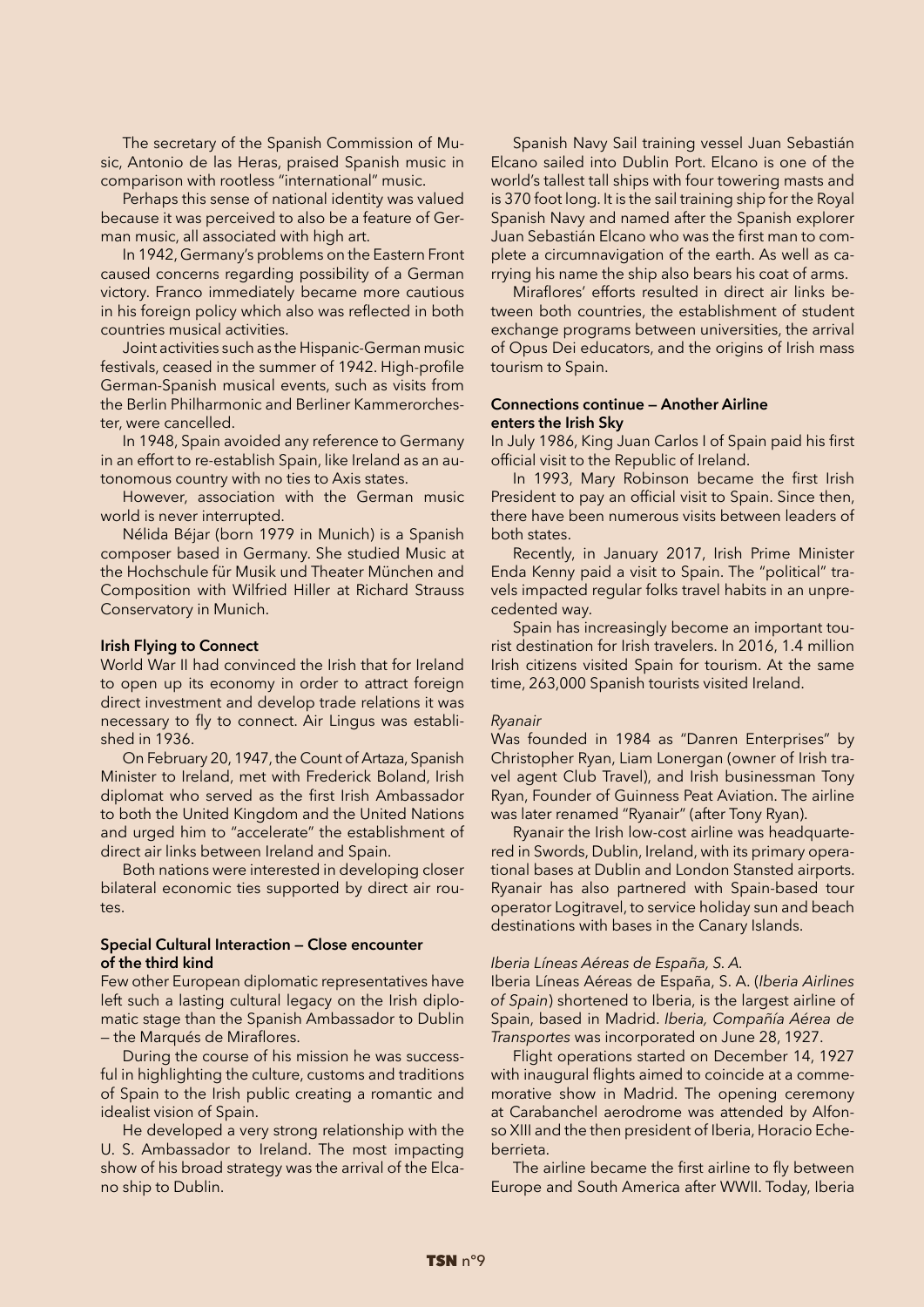The secretary of the Spanish Commission of Music, Antonio de las Heras, praised Spanish music in comparison with rootless "international" music.

Perhaps this sense of national identity was valued because it was perceived to also be a feature of German music, all associated with high art.

In 1942, Germany's problems on the Eastern Front caused concerns regarding possibility of a German victory. Franco immediately became more cautious in his foreign policy which also was reflected in both countries musical activities.

Joint activities such as the Hispanic-German music festivals, ceased in the summer of 1942. High-profile German-Spanish musical events, such as visits from the Berlin Philharmonic and Berliner Kammerorchester, were cancelled.

In 1948, Spain avoided any reference to Germany in an effort to re-establish Spain, like Ireland as an autonomous country with no ties to Axis states.

However, association with the German music world is never interrupted.

Nélida Béjar (born 1979 in Munich) is a Spanish composer based in Germany. She studied Music at the Hochschule für Musik und Theater München and Composition with Wilfried Hiller at Richard Strauss Conservatory in Munich.

#### Irish Flying to Connect

World War II had convinced the Irish that for Ireland to open up its economy in order to attract foreign direct investment and develop trade relations it was necessary to fly to connect. Air Lingus was established in 1936.

On February 20, 1947, the Count of Artaza, Spanish Minister to Ireland, met with Frederick Boland, Irish diplomat who served as the first Irish Ambassador to both the United Kingdom and the United Nations and urged him to "accelerate" the establishment of direct air links between Ireland and Spain.

Both nations were interested in developing closer bilateral economic ties supported by direct air routes.

#### Special Cultural Interaction — Close encounter of the third kind

Few other European diplomatic representatives have left such a lasting cultural legacy on the Irish diplomatic stage than the Spanish Ambassador to Dublin — the Marqués de Miraflores.

During the course of his mission he was successful in highlighting the culture, customs and traditions of Spain to the Irish public creating a romantic and idealist vision of Spain.

He developed a very strong relationship with the U. S. Ambassador to Ireland. The most impacting show of his broad strategy was the arrival of the Elcano ship to Dublin.

Spanish Navy Sail training vessel Juan Sebastián Elcano sailed into Dublin Port. Elcano is one of the world's tallest tall ships with four towering masts and is 370 foot long. It is the sail training ship for the Royal Spanish Navy and named after the Spanish explorer Juan Sebastián Elcano who was the first man to complete a circumnavigation of the earth. As well as carrying his name the ship also bears his coat of arms.

Miraflores' efforts resulted in direct air links between both countries, the establishment of student exchange programs between universities, the arrival of Opus Dei educators, and the origins of Irish mass tourism to Spain.

#### Connections continue — Another Airline enters the Irish Sky

In July 1986, King Juan Carlos I of Spain paid his first official visit to the Republic of Ireland.

In 1993, Mary Robinson became the first Irish President to pay an official visit to Spain. Since then, there have been numerous visits between leaders of both states.

Recently, in January 2017, Irish Prime Minister Enda Kenny paid a visit to Spain. The "political" travels impacted regular folks travel habits in an unprecedented way.

Spain has increasingly become an important tourist destination for Irish travelers. In 2016, 1.4 million Irish citizens visited Spain for tourism. At the same time, 263,000 Spanish tourists visited Ireland.

*Ryanair*

Was founded in 1984 as "Danren Enterprises" by Christopher Ryan, Liam Lonergan (owner of Irish travel agent Club Travel), and Irish businessman Tony Ryan, Founder of Guinness Peat Aviation. The airline was later renamed "Ryanair" (after Tony Ryan).

Ryanair the Irish low-cost airline was headquartered in Swords, Dublin, Ireland, with its primary operational bases at Dublin and London Stansted airports. Ryanair has also partnered with Spain-based tour operator Logitravel, to service holiday sun and beach destinations with bases in the Canary Islands.

*Iberia Líneas Aéreas de España, S. A.*

Iberia Líneas Aéreas de España, S. A. (*Iberia Airlines of Spain*) shortened to Iberia, is the largest airline of Spain, based in Madrid. *Iberia, Compañía Aérea de Transportes* was incorporated on June 28, 1927.

Flight operations started on December 14, 1927 with inaugural flights aimed to coincide at a commemorative show in Madrid. The opening ceremony at Carabanchel aerodrome was attended by Alfonso XIII and the then president of Iberia, Horacio Echeberrieta.

The airline became the first airline to fly between Europe and South America after WWII. Today, Iberia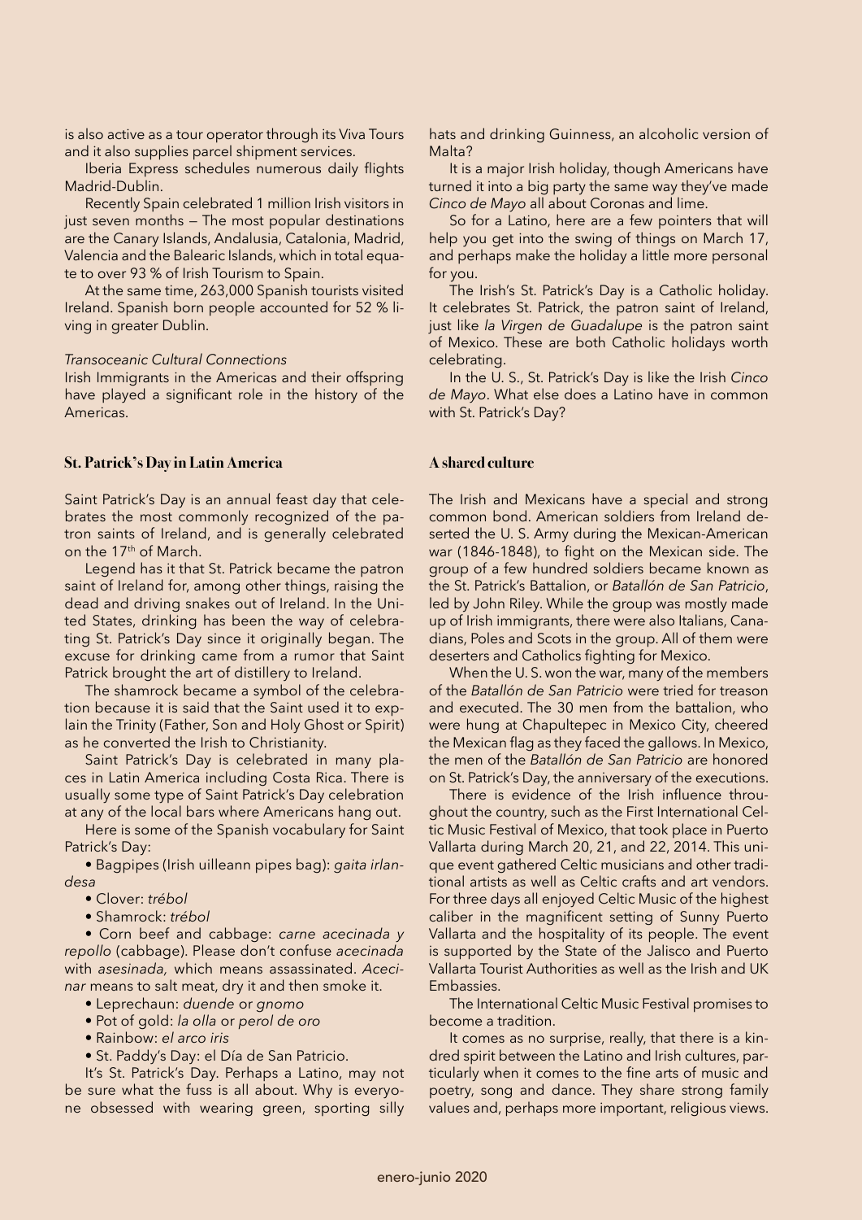is also active as a tour operator through its Viva Tours and it also supplies parcel shipment services.

Iberia Express schedules numerous daily flights Madrid-Dublin.

Recently Spain celebrated 1 million Irish visitors in just seven months — The most popular destinations are the Canary Islands, Andalusia, Catalonia, Madrid, Valencia and the Balearic Islands, which in total equate to over 93 % of Irish Tourism to Spain.

At the same time, 263,000 Spanish tourists visited Ireland. Spanish born people accounted for 52 % living in greater Dublin.

*Transoceanic Cultural Connections*

Irish Immigrants in the Americas and their offspring have played a significant role in the history of the Americas.

## St. Patrick's Day in Latin America

Saint Patrick's Day is an annual feast day that celebrates the most commonly recognized of the patron saints of Ireland, and is generally celebrated on the 17th of March.

Legend has it that St. Patrick became the patron saint of Ireland for, among other things, raising the dead and driving snakes out of Ireland. In the United States, drinking has been the way of celebrating St. Patrick's Day since it originally began. The excuse for drinking came from a rumor that Saint Patrick brought the art of distillery to Ireland.

The shamrock became a symbol of the celebration because it is said that the Saint used it to explain the Trinity (Father, Son and Holy Ghost or Spirit) as he converted the Irish to Christianity.

Saint Patrick's Day is celebrated in many places in Latin America including Costa Rica. There is usually some type of Saint Patrick's Day celebration at any of the local bars where Americans hang out.

Here is some of the Spanish vocabulary for Saint Patrick's Day:

- Bagpipes (Irish uilleann pipes bag): *gaita irlandesa*
- Clover: *trébol*
- Shamrock: *trébol*
- Corn beef and cabbage: *carne acecinada y repollo* (cabbage). Please don't confuse *acecinada* with *asesinada,* which means assassinated. *Acecinar* means to salt meat, dry it and then smoke it.
- Leprechaun: *duende* or *gnomo*
- Pot of gold: *la olla* or *perol de oro*
- Rainbow: *el arco iris*
- St. Paddy's Day: el Día de San Patricio.

It's St. Patrick's Day. Perhaps a Latino, may not be sure what the fuss is all about. Why is everyone obsessed with wearing green, sporting silly hats and drinking Guinness, an alcoholic version of Malta?

It is a major Irish holiday, though Americans have turned it into a big party the same way they've made *Cinco de Mayo* all about Coronas and lime.

So for a Latino, here are a few pointers that will help you get into the swing of things on March 17, and perhaps make the holiday a little more personal for you.

The Irish's St. Patrick's Day is a Catholic holiday. It celebrates St. Patrick, the patron saint of Ireland, just like *la Virgen de Guadalupe* is the patron saint of Mexico. These are both Catholic holidays worth celebrating.

In the U. S., St. Patrick's Day is like the Irish *Cinco de Mayo*. What else does a Latino have in common with St. Patrick's Day?

## A shared culture

The Irish and Mexicans have a special and strong common bond. American soldiers from Ireland deserted the U. S. Army during the Mexican-American war (1846-1848), to fight on the Mexican side. The group of a few hundred soldiers became known as the St. Patrick's Battalion, or *Batallón de San Patricio*, led by John Riley. While the group was mostly made up of Irish immigrants, there were also Italians, Canadians, Poles and Scots in the group. All of them were deserters and Catholics fighting for Mexico.

When the U. S. won the war, many of the members of the *Batallón de San Patricio* were tried for treason and executed. The 30 men from the battalion, who were hung at Chapultepec in Mexico City, cheered the Mexican flag as they faced the gallows. In Mexico, the men of the *Batallón de San Patricio* are honored on St. Patrick's Day, the anniversary of the executions.

There is evidence of the Irish influence throughout the country, such as the First International Celtic Music Festival of Mexico, that took place in Puerto Vallarta during March 20, 21, and 22, 2014. This unique event gathered Celtic musicians and other traditional artists as well as Celtic crafts and art vendors. For three days all enjoyed Celtic Music of the highest caliber in the magnificent setting of Sunny Puerto Vallarta and the hospitality of its people. The event is supported by the State of the Jalisco and Puerto Vallarta Tourist Authorities as well as the Irish and UK Embassies.

The International Celtic Music Festival promises to become a tradition.

It comes as no surprise, really, that there is a kindred spirit between the Latino and Irish cultures, particularly when it comes to the fine arts of music and poetry, song and dance. They share strong family values and, perhaps more important, religious views.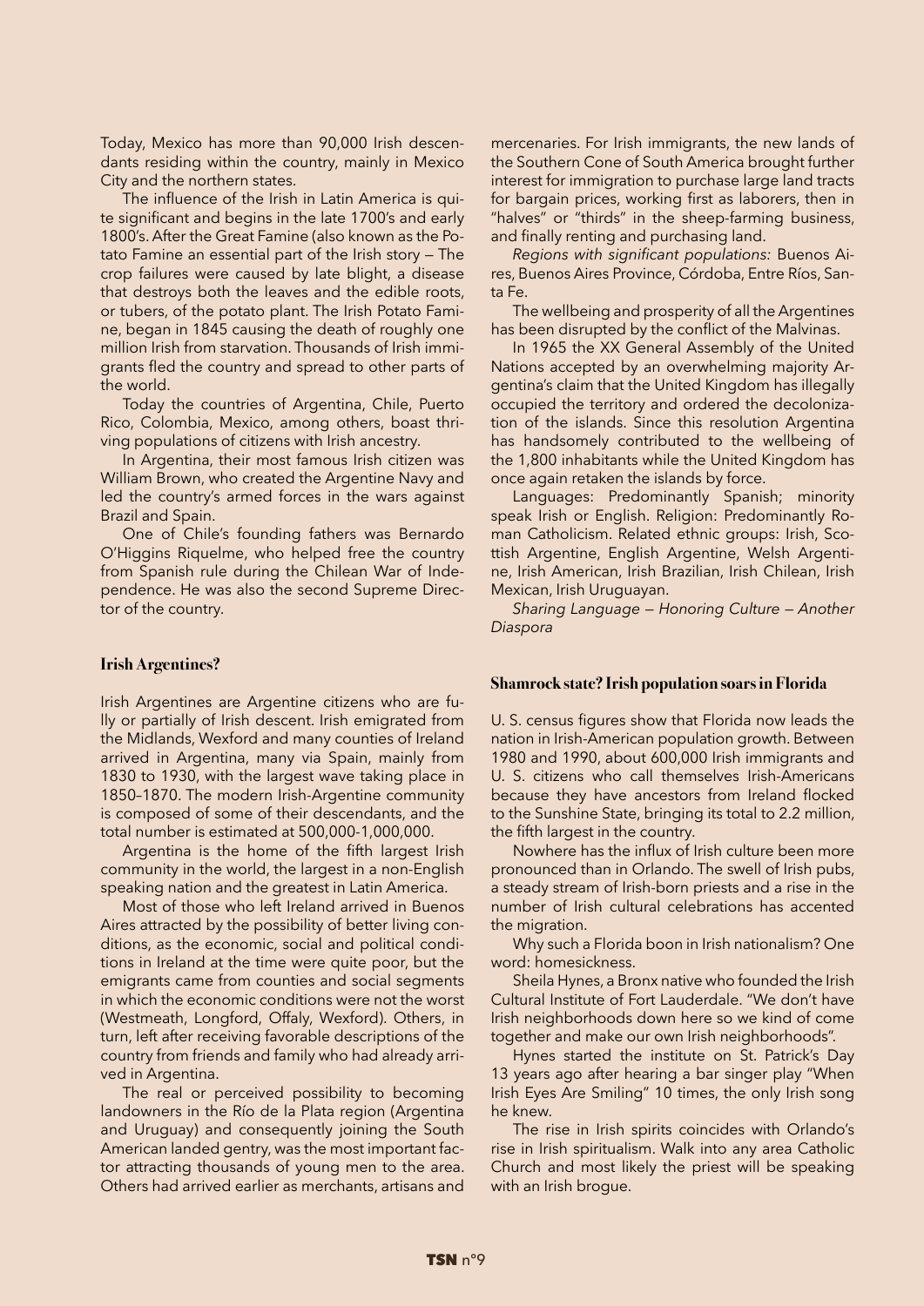Today, Mexico has more than 90,000 Irish descendants residing within the country, mainly in Mexico City and the northern states.

The influence of the Irish in Latin America is quite significant and begins in the late 1700's and early 1800's. After the Great Famine (also known as the Potato Famine an essential part of the Irish story — The crop failures were caused by late blight, a disease that destroys both the leaves and the edible roots, or tubers, of the potato plant. The Irish Potato Famine, began in 1845 causing the death of roughly one million Irish from starvation. Thousands of Irish immigrants fled the country and spread to other parts of the world.

Today the countries of Argentina, Chile, Puerto Rico, Colombia, Mexico, among others, boast thriving populations of citizens with Irish ancestry.

In Argentina, their most famous Irish citizen was William Brown, who created the Argentine Navy and led the country's armed forces in the wars against Brazil and Spain.

One of Chile's founding fathers was Bernardo O'Higgins Riquelme, who helped free the country from Spanish rule during the Chilean War of Independence. He was also the second Supreme Director of the country.

## Irish Argentines?

Irish Argentines are Argentine citizens who are fully or partially of Irish descent. Irish emigrated from the Midlands, Wexford and many counties of Ireland arrived in Argentina, many via Spain, mainly from 1830 to 1930, with the largest wave taking place in 1850–1870. The modern Irish-Argentine community is composed of some of their descendants, and the total number is estimated at 500,000-1,000,000.

Argentina is the home of the fifth largest Irish community in the world, the largest in a non-English speaking nation and the greatest in Latin America.

Most of those who left Ireland arrived in Buenos Aires attracted by the possibility of better living conditions, as the economic, social and political conditions in Ireland at the time were quite poor, but the emigrants came from counties and social segments in which the economic conditions were not the worst (Westmeath, Longford, Offaly, Wexford). Others, in turn, left after receiving favorable descriptions of the country from friends and family who had already arrived in Argentina.

The real or perceived possibility to becoming landowners in the Río de la Plata region (Argentina and Uruguay) and consequently joining the South American landed gentry, was the most important factor attracting thousands of young men to the area. Others had arrived earlier as merchants, artisans and mercenaries. For Irish immigrants, the new lands of the Southern Cone of South America brought further interest for immigration to purchase large land tracts for bargain prices, working first as laborers, then in "halves" or "thirds" in the sheep-farming business, and finally renting and purchasing land.

*Regions with significant populations:* Buenos Aires, Buenos Aires Province, Córdoba, Entre Ríos, Santa Fe.

The wellbeing and prosperity of all the Argentines has been disrupted by the conflict of the Malvinas.

In 1965 the XX General Assembly of the United Nations accepted by an overwhelming majority Argentina's claim that the United Kingdom has illegally occupied the territory and ordered the decolonization of the islands. Since this resolution Argentina has handsomely contributed to the wellbeing of the 1,800 inhabitants while the United Kingdom has once again retaken the islands by force.

Languages: Predominantly Spanish; minority speak Irish or English. Religion: Predominantly Roman Catholicism. Related ethnic groups: Irish, Scottish Argentine, English Argentine, Welsh Argentine, Irish American, Irish Brazilian, Irish Chilean, Irish Mexican, Irish Uruguayan.

*Sharing Language — Honoring Culture — Another Diaspora*

## Shamrock state? Irish population soars in Florida

U. S. census figures show that Florida now leads the nation in Irish-American population growth. Between 1980 and 1990, about 600,000 Irish immigrants and U. S. citizens who call themselves Irish-Americans because they have ancestors from Ireland flocked to the Sunshine State, bringing its total to 2.2 million, the fifth largest in the country.

Nowhere has the influx of Irish culture been more pronounced than in Orlando. The swell of Irish pubs, a steady stream of Irish-born priests and a rise in the number of Irish cultural celebrations has accented the migration.

Why such a Florida boon in Irish nationalism? One word: homesickness.

Sheila Hynes, a Bronx native who founded the Irish Cultural Institute of Fort Lauderdale. "We don't have Irish neighborhoods down here so we kind of come together and make our own Irish neighborhoods".

Hynes started the institute on St. Patrick's Day 13 years ago after hearing a bar singer play "When Irish Eyes Are Smiling" 10 times, the only Irish song he knew.

The rise in Irish spirits coincides with Orlando's rise in Irish spiritualism. Walk into any area Catholic Church and most likely the priest will be speaking with an Irish brogue.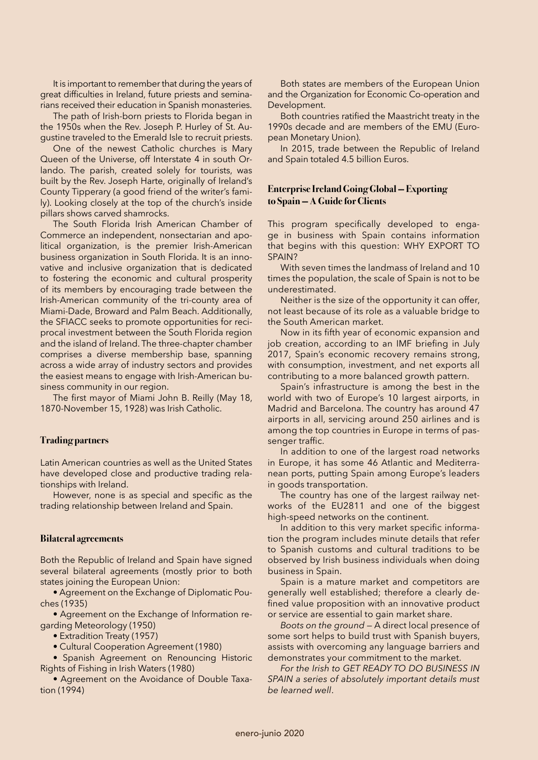It is important to remember that during the years of great difficulties in Ireland, future priests and seminarians received their education in Spanish monasteries.

The path of Irish-born priests to Florida began in the 1950s when the Rev. Joseph P. Hurley of St. Augustine traveled to the Emerald Isle to recruit priests.

One of the newest Catholic churches is Mary Queen of the Universe, off Interstate 4 in south Orlando. The parish, created solely for tourists, was built by the Rev. Joseph Harte, originally of Ireland's County Tipperary (a good friend of the writer's family). Looking closely at the top of the church's inside pillars shows carved shamrocks.

The South Florida Irish American Chamber of Commerce an independent, nonsectarian and apolitical organization, is the premier Irish-American business organization in South Florida. It is an innovative and inclusive organization that is dedicated to fostering the economic and cultural prosperity of its members by encouraging trade between the Irish-American community of the tri-county area of Miami-Dade, Broward and Palm Beach. Additionally, the SFIACC seeks to promote opportunities for reciprocal investment between the South Florida region and the island of Ireland. The three-chapter chamber comprises a diverse membership base, spanning across a wide array of industry sectors and provides the easiest means to engage with Irish-American business community in our region.

The first mayor of Miami John B. Reilly (May 18, 1870-November 15, 1928) was Irish Catholic.

### Trading partners

Latin American countries as well as the United States have developed close and productive trading relationships with Ireland.

However, none is as special and specific as the trading relationship between Ireland and Spain.

### Bilateral agreements

Both the Republic of Ireland and Spain have signed several bilateral agreements (mostly prior to both states joining the European Union:

- Agreement on the Exchange of Diplomatic Pouches (1935)
- Agreement on the Exchange of Information regarding Meteorology (1950)
- Extradition Treaty (1957)
- Cultural Cooperation Agreement (1980)
- Spanish Agreement on Renouncing Historic Rights of Fishing in Irish Waters (1980)
- Agreement on the Avoidance of Double Taxation (1994)

Both states are members of the European Union and the Organization for Economic Co-operation and Development.

Both countries ratified the Maastricht treaty in the 1990s decade and are members of the EMU (European Monetary Union).

In 2015, trade between the Republic of Ireland and Spain totaled 4.5 billion Euros.

### Enterprise Ireland Going Global — Exporting to Spain — A Guide for Clients

This program specifically developed to engage in business with Spain contains information that begins with this question: WHY EXPORT TO SPAIN?

With seven times the landmass of Ireland and 10 times the population, the scale of Spain is not to be underestimated.

Neither is the size of the opportunity it can offer, not least because of its role as a valuable bridge to the South American market.

Now in its fifth year of economic expansion and job creation, according to an IMF briefing in July 2017, Spain's economic recovery remains strong, with consumption, investment, and net exports all contributing to a more balanced growth pattern.

Spain's infrastructure is among the best in the world with two of Europe's 10 largest airports, in Madrid and Barcelona. The country has around 47 airports in all, servicing around 250 airlines and is among the top countries in Europe in terms of passenger traffic.

In addition to one of the largest road networks in Europe, it has some 46 Atlantic and Mediterranean ports, putting Spain among Europe's leaders in goods transportation.

The country has one of the largest railway networks of the EU2811 and one of the biggest high-speed networks on the continent.

In addition to this very market specific information the program includes minute details that refer to Spanish customs and cultural traditions to be observed by Irish business individuals when doing business in Spain.

Spain is a mature market and competitors are generally well established; therefore a clearly defined value proposition with an innovative product or service are essential to gain market share.

*Boots on the ground* — A direct local presence of some sort helps to build trust with Spanish buyers, assists with overcoming any language barriers and demonstrates your commitment to the market.

*For the Irish to GET READY TO DO BUSINESS IN SPAIN a series of absolutely important details must be learned well*.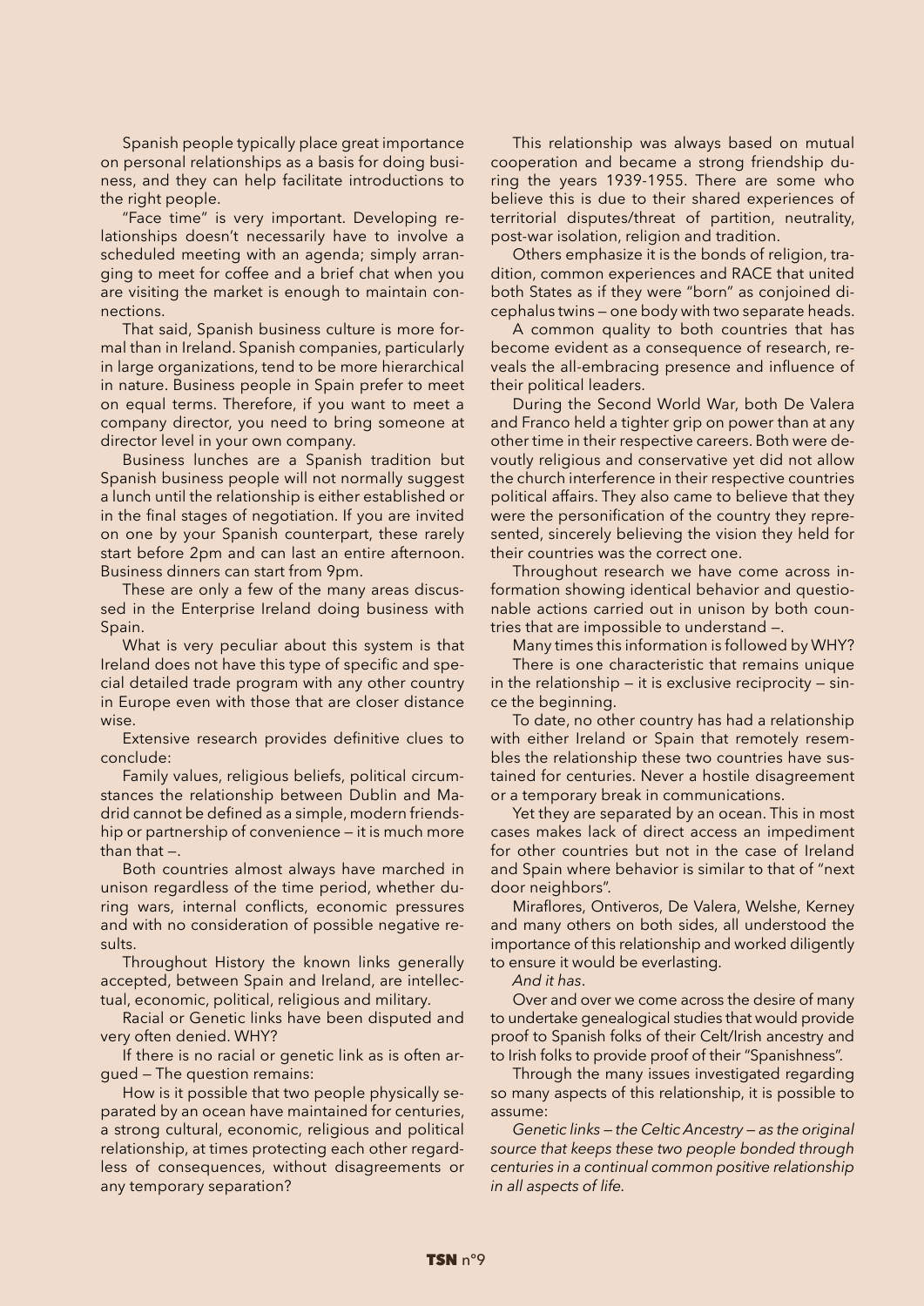Spanish people typically place great importance on personal relationships as a basis for doing business, and they can help facilitate introductions to the right people.

"Face time" is very important. Developing relationships doesn't necessarily have to involve a scheduled meeting with an agenda; simply arranging to meet for coffee and a brief chat when you are visiting the market is enough to maintain connections.

That said, Spanish business culture is more formal than in Ireland. Spanish companies, particularly in large organizations, tend to be more hierarchical in nature. Business people in Spain prefer to meet on equal terms. Therefore, if you want to meet a company director, you need to bring someone at director level in your own company.

Business lunches are a Spanish tradition but Spanish business people will not normally suggest a lunch until the relationship is either established or in the final stages of negotiation. If you are invited on one by your Spanish counterpart, these rarely start before 2pm and can last an entire afternoon. Business dinners can start from 9pm.

These are only a few of the many areas discussed in the Enterprise Ireland doing business with Spain.

What is very peculiar about this system is that Ireland does not have this type of specific and special detailed trade program with any other country in Europe even with those that are closer distance wise.

Extensive research provides definitive clues to conclude:

Family values, religious beliefs, political circumstances the relationship between Dublin and Madrid cannot be defined as a simple, modern friendship or partnership of convenience — it is much more than that —.

Both countries almost always have marched in unison regardless of the time period, whether during wars, internal conflicts, economic pressures and with no consideration of possible negative results.

Throughout History the known links generally accepted, between Spain and Ireland, are intellectual, economic, political, religious and military.

Racial or Genetic links have been disputed and very often denied. WHY?

If there is no racial or genetic link as is often argued — The question remains:

How is it possible that two people physically separated by an ocean have maintained for centuries, a strong cultural, economic, religious and political relationship, at times protecting each other regardless of consequences, without disagreements or any temporary separation?

This relationship was always based on mutual cooperation and became a strong friendship during the years 1939-1955. There are some who believe this is due to their shared experiences of territorial disputes/threat of partition, neutrality, post-war isolation, religion and tradition.

Others emphasize it is the bonds of religion, tradition, common experiences and RACE that united both States as if they were "born" as conjoined dicephalus twins — one body with two separate heads.

A common quality to both countries that has become evident as a consequence of research, reveals the all-embracing presence and influence of their political leaders.

During the Second World War, both De Valera and Franco held a tighter grip on power than at any other time in their respective careers. Both were devoutly religious and conservative yet did not allow the church interference in their respective countries political affairs. They also came to believe that they were the personification of the country they represented, sincerely believing the vision they held for their countries was the correct one.

Throughout research we have come across information showing identical behavior and questionable actions carried out in unison by both countries that are impossible to understand —.

Many times this information is followed by WHY?

There is one characteristic that remains unique in the relationship — it is exclusive reciprocity — since the beginning.

To date, no other country has had a relationship with either Ireland or Spain that remotely resembles the relationship these two countries have sustained for centuries. Never a hostile disagreement or a temporary break in communications.

Yet they are separated by an ocean. This in most cases makes lack of direct access an impediment for other countries but not in the case of Ireland and Spain where behavior is similar to that of "next door neighbors".

Miraflores, Ontiveros, De Valera, Welshe, Kerney and many others on both sides, all understood the importance of this relationship and worked diligently to ensure it would be everlasting.

*And it has*.

Over and over we come across the desire of many to undertake genealogical studies that would provide proof to Spanish folks of their Celt/Irish ancestry and to Irish folks to provide proof of their "Spanishness".

Through the many issues investigated regarding so many aspects of this relationship, it is possible to assume:

*Genetic links — the Celtic Ancestry — as the original source that keeps these two people bonded through centuries in a continual common positive relationship in all aspects of life.*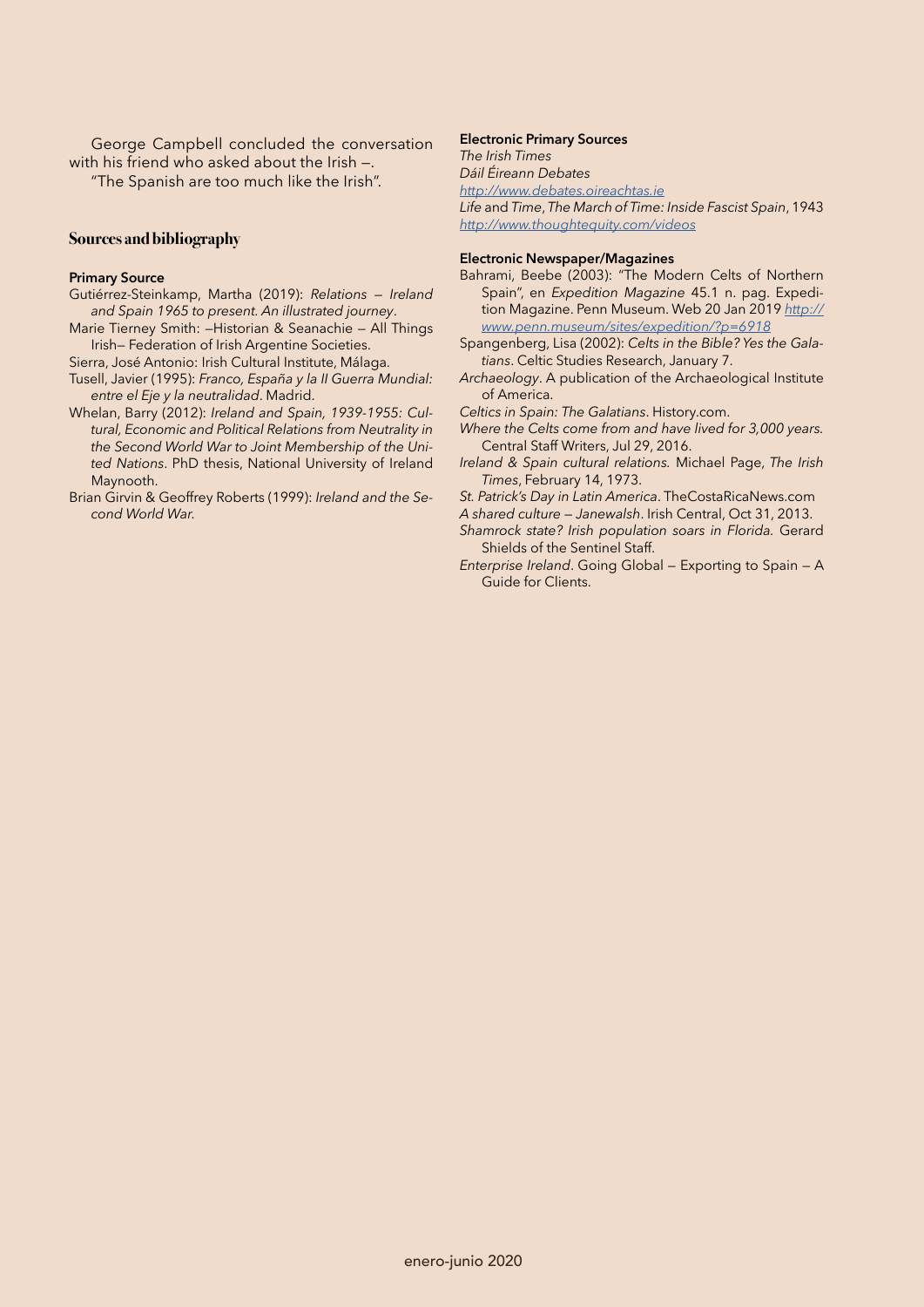George Campbell concluded the conversation with his friend who asked about the Irish —.

"The Spanish are too much like the Irish".

## Sources and bibliography

**Primary Source**

Gutiérrez-Steinkamp, Martha (2019): *Relations — Ireland and Spain 1965 to present. An illustrated journey*.

Marie Tierney Smith: —Historian & Seanachie — All Things Irish— Federation of Irish Argentine Societies.

Sierra, José Antonio: Irish Cultural Institute, Málaga.

Tusell, Javier (1995): *Franco, España y la II Guerra Mundial: entre el Eje y la neutralidad*. Madrid.

Whelan, Barry (2012): *Ireland and Spain, 1939-1955: Cultural, Economic and Political Relations from Neutrality in the Second World War to Joint Membership of the United Nations*. PhD thesis, National University of Ireland Maynooth.

Brian Girvin & Geoffrey Roberts (1999): *Ireland and the Second World War.*

**Electronic Primary Sources**

*The Irish Times*

*Dáil Éireann Debates*

http://www.debates.oireachtas.ie

*Life* and *Time*, *The March of Time: Inside Fascist Spain*, 1943

http://www.thoughtequity.com/videos

**Electronic Newspaper/Magazines**

Bahrami, Beebe (2003): "The Modern Celts of Northern Spain", en *Expedition Magazine* 45.1 n. pag. Expedition Magazine. Penn Museum. Web 20 Jan 2019 http://www.penn.museum/sites/expedition/?p=6918

Spangenberg, Lisa (2002): *Celts in the Bible? Yes the Galatians*. Celtic Studies Research, January 7.

*Archaeology*. A publication of the Archaeological Institute of America.

*Celtics in Spain: The Galatians*. History.com.

*Where the Celts come from and have lived for 3,000 years.* Central Staff Writers, Jul 29, 2016.

*Ireland & Spain cultural relations.* Michael Page, *The Irish Times*, February 14, 1973.

*St. Patrick's Day in Latin America*. TheCostaRicaNews.com

*A shared culture — Janewalsh*. Irish Central, Oct 31, 2013.

*Shamrock state? Irish population soars in Florida.* Gerard Shields of the Sentinel Staff.

*Enterprise Ireland*. Going Global — Exporting to Spain — A Guide for Clients.